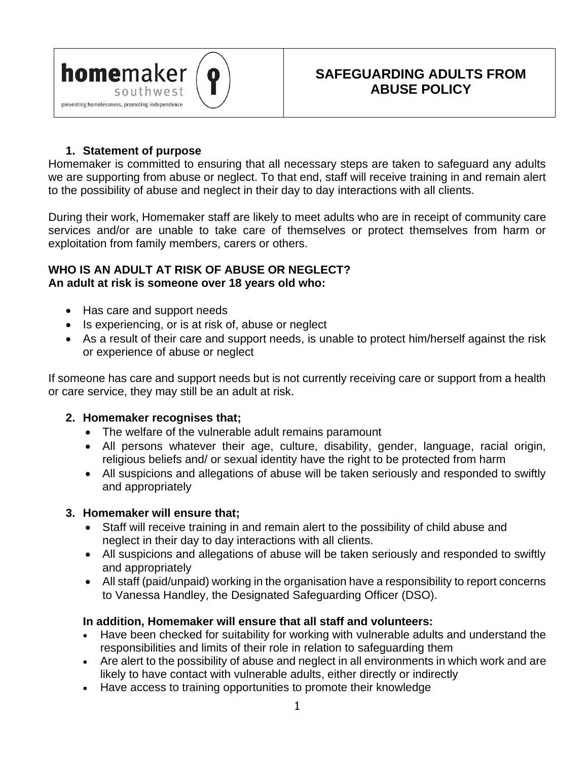| homemaker southwest<br>preventing homelessness, promoting independence | **SAFEGUARDING ADULTS FROM ABUSE POLICY** |
|---|---|

## 1. Statement of purpose

Homemaker is committed to ensuring that all necessary steps are taken to safeguard any adults we are supporting from abuse or neglect. To that end, staff will receive training in and remain alert to the possibility of abuse and neglect in their day to day interactions with all clients.

During their work, Homemaker staff are likely to meet adults who are in receipt of community care services and/or are unable to take care of themselves or protect themselves from harm or exploitation from family members, carers or others.

**WHO IS AN ADULT AT RISK OF ABUSE OR NEGLECT?**
**An adult at risk is someone over 18 years old who:**

- Has care and support needs
- Is experiencing, or is at risk of, abuse or neglect
- As a result of their care and support needs, is unable to protect him/herself against the risk or experience of abuse or neglect

If someone has care and support needs but is not currently receiving care or support from a health or care service, they may still be an adult at risk.

## 2. Homemaker recognises that;

- The welfare of the vulnerable adult remains paramount
- All persons whatever their age, culture, disability, gender, language, racial origin, religious beliefs and/ or sexual identity have the right to be protected from harm
- All suspicions and allegations of abuse will be taken seriously and responded to swiftly and appropriately

## 3. Homemaker will ensure that;

- Staff will receive training in and remain alert to the possibility of child abuse and neglect in their day to day interactions with all clients.
- All suspicions and allegations of abuse will be taken seriously and responded to swiftly and appropriately
- All staff (paid/unpaid) working in the organisation have a responsibility to report concerns to Vanessa Handley, the Designated Safeguarding Officer (DSO).

**In addition, Homemaker will ensure that all staff and volunteers:**

- Have been checked for suitability for working with vulnerable adults and understand the responsibilities and limits of their role in relation to safeguarding them
- Are alert to the possibility of abuse and neglect in all environments in which work and are likely to have contact with vulnerable adults, either directly or indirectly
- Have access to training opportunities to promote their knowledge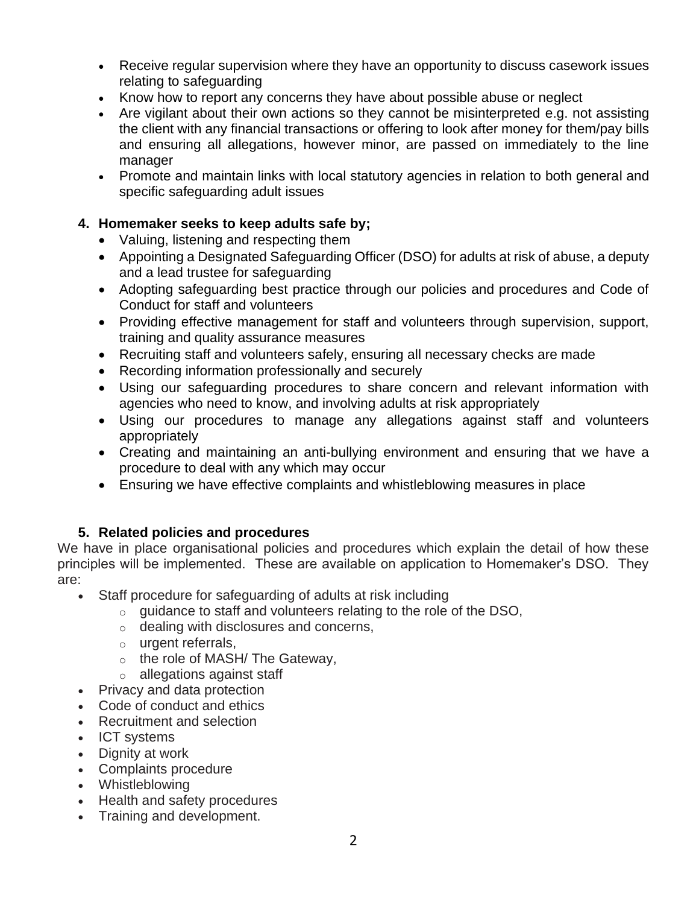- Receive regular supervision where they have an opportunity to discuss casework issues relating to safeguarding
- Know how to report any concerns they have about possible abuse or neglect
- Are vigilant about their own actions so they cannot be misinterpreted e.g. not assisting the client with any financial transactions or offering to look after money for them/pay bills and ensuring all allegations, however minor, are passed on immediately to the line manager
- Promote and maintain links with local statutory agencies in relation to both general and specific safeguarding adult issues

## 4. Homemaker seeks to keep adults safe by;

- Valuing, listening and respecting them
- Appointing a Designated Safeguarding Officer (DSO) for adults at risk of abuse, a deputy and a lead trustee for safeguarding
- Adopting safeguarding best practice through our policies and procedures and Code of Conduct for staff and volunteers
- Providing effective management for staff and volunteers through supervision, support, training and quality assurance measures
- Recruiting staff and volunteers safely, ensuring all necessary checks are made
- Recording information professionally and securely
- Using our safeguarding procedures to share concern and relevant information with agencies who need to know, and involving adults at risk appropriately
- Using our procedures to manage any allegations against staff and volunteers appropriately
- Creating and maintaining an anti-bullying environment and ensuring that we have a procedure to deal with any which may occur
- Ensuring we have effective complaints and whistleblowing measures in place

## 5. Related policies and procedures

We have in place organisational policies and procedures which explain the detail of how these principles will be implemented. These are available on application to Homemaker's DSO. They are:

- Staff procedure for safeguarding of adults at risk including
  - guidance to staff and volunteers relating to the role of the DSO,
  - dealing with disclosures and concerns,
  - urgent referrals,
  - the role of MASH/ The Gateway,
  - allegations against staff
- Privacy and data protection
- Code of conduct and ethics
- Recruitment and selection
- ICT systems
- Dignity at work
- Complaints procedure
- Whistleblowing
- Health and safety procedures
- Training and development.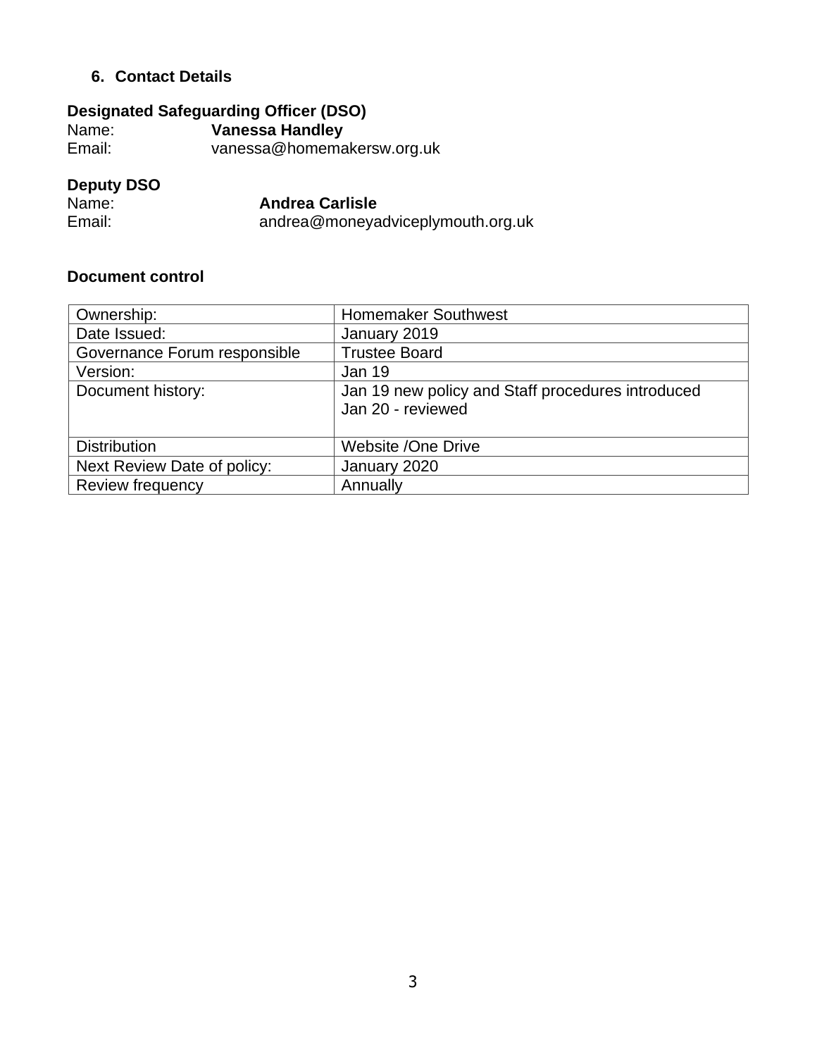## 6. Contact Details

**Designated Safeguarding Officer (DSO)**

Name: **Vanessa Handley**
Email: vanessa@homemakersw.org.uk

**Deputy DSO**

Name: **Andrea Carlisle**
Email: andrea@moneyadviceplymouth.org.uk

**Document control**

| | |
|---|---|
| Ownership: | Homemaker Southwest |
| Date Issued: | January 2019 |
| Governance Forum responsible | Trustee Board |
| Version: | Jan 19 |
| Document history: | Jan 19 new policy and Staff procedures introduced<br>Jan 20 - reviewed |
| Distribution | Website /One Drive |
| Next Review Date of policy: | January 2020 |
| Review frequency | Annually |